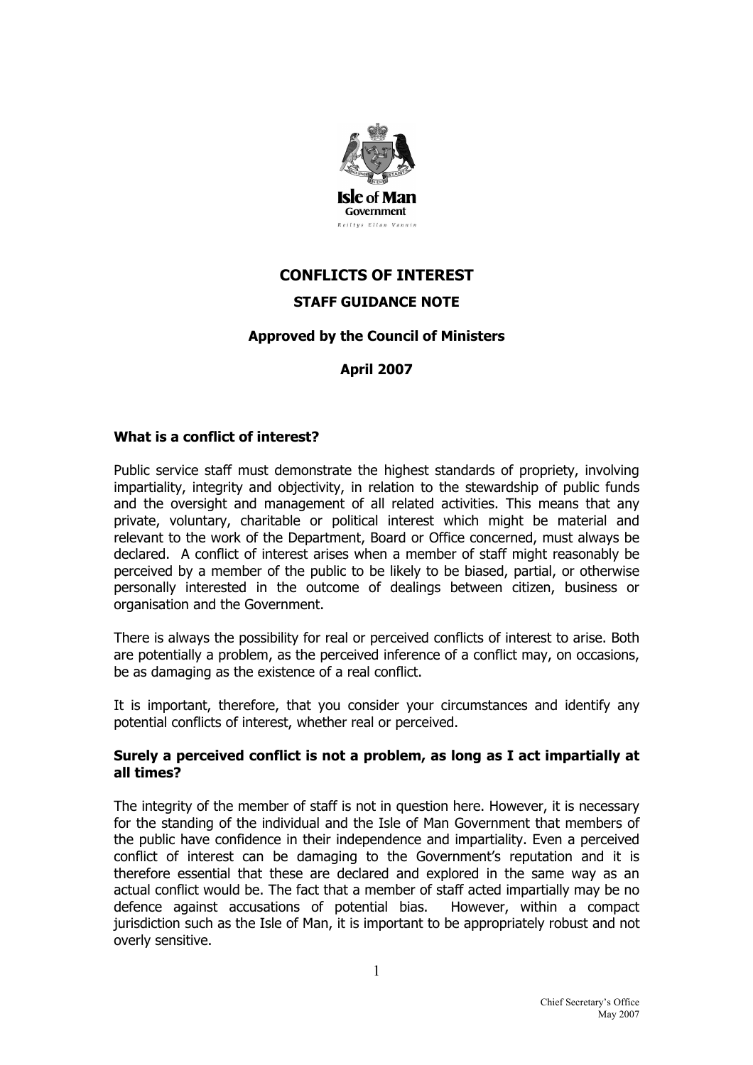# CONFLICTS OF INTEREST

## STAFF GUIDANCE NOTE

**Approved by the Council of Ministers**

**April 2007**

### What is a conflict of interest?

Public service staff must demonstrate the highest standards of propriety, involving impartiality, integrity and objectivity, in relation to the stewardship of public funds and the oversight and management of all related activities. This means that any private, voluntary, charitable or political interest which might be material and relevant to the work of the Department, Board or Office concerned, must always be declared. A conflict of interest arises when a member of staff might reasonably be perceived by a member of the public to be likely to be biased, partial, or otherwise personally interested in the outcome of dealings between citizen, business or organisation and the Government.

There is always the possibility for real or perceived conflicts of interest to arise. Both are potentially a problem, as the perceived inference of a conflict may, on occasions, be as damaging as the existence of a real conflict.

It is important, therefore, that you consider your circumstances and identify any potential conflicts of interest, whether real or perceived.

### Surely a perceived conflict is not a problem, as long as I act impartially at all times?

The integrity of the member of staff is not in question here. However, it is necessary for the standing of the individual and the Isle of Man Government that members of the public have confidence in their independence and impartiality. Even a perceived conflict of interest can be damaging to the Government's reputation and it is therefore essential that these are declared and explored in the same way as an actual conflict would be. The fact that a member of staff acted impartially may be no defence against accusations of potential bias. However, within a compact jurisdiction such as the Isle of Man, it is important to be appropriately robust and not overly sensitive.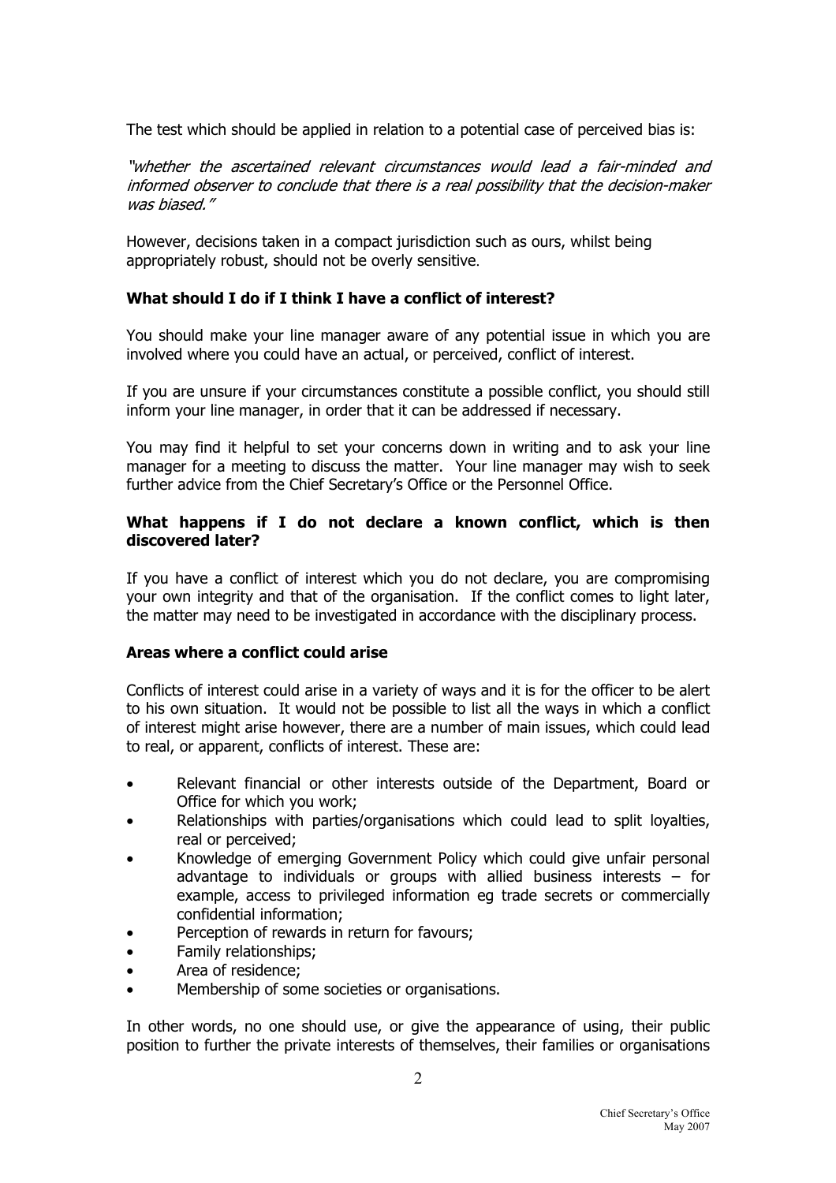The test which should be applied in relation to a potential case of perceived bias is:

*"whether the ascertained relevant circumstances would lead a fair-minded and informed observer to conclude that there is a real possibility that the decision-maker was biased."*

However, decisions taken in a compact jurisdiction such as ours, whilst being appropriately robust, should not be overly sensitive.

### What should I do if I think I have a conflict of interest?

You should make your line manager aware of any potential issue in which you are involved where you could have an actual, or perceived, conflict of interest.

If you are unsure if your circumstances constitute a possible conflict, you should still inform your line manager, in order that it can be addressed if necessary.

You may find it helpful to set your concerns down in writing and to ask your line manager for a meeting to discuss the matter. Your line manager may wish to seek further advice from the Chief Secretary's Office or the Personnel Office.

### What happens if I do not declare a known conflict, which is then discovered later?

If you have a conflict of interest which you do not declare, you are compromising your own integrity and that of the organisation. If the conflict comes to light later, the matter may need to be investigated in accordance with the disciplinary process.

### Areas where a conflict could arise

Conflicts of interest could arise in a variety of ways and it is for the officer to be alert to his own situation. It would not be possible to list all the ways in which a conflict of interest might arise however, there are a number of main issues, which could lead to real, or apparent, conflicts of interest. These are:

- Relevant financial or other interests outside of the Department, Board or Office for which you work;
- Relationships with parties/organisations which could lead to split loyalties, real or perceived;
- Knowledge of emerging Government Policy which could give unfair personal advantage to individuals or groups with allied business interests – for example, access to privileged information eg trade secrets or commercially confidential information;
- Perception of rewards in return for favours;
- Family relationships;
- Area of residence;
- Membership of some societies or organisations.

In other words, no one should use, or give the appearance of using, their public position to further the private interests of themselves, their families or organisations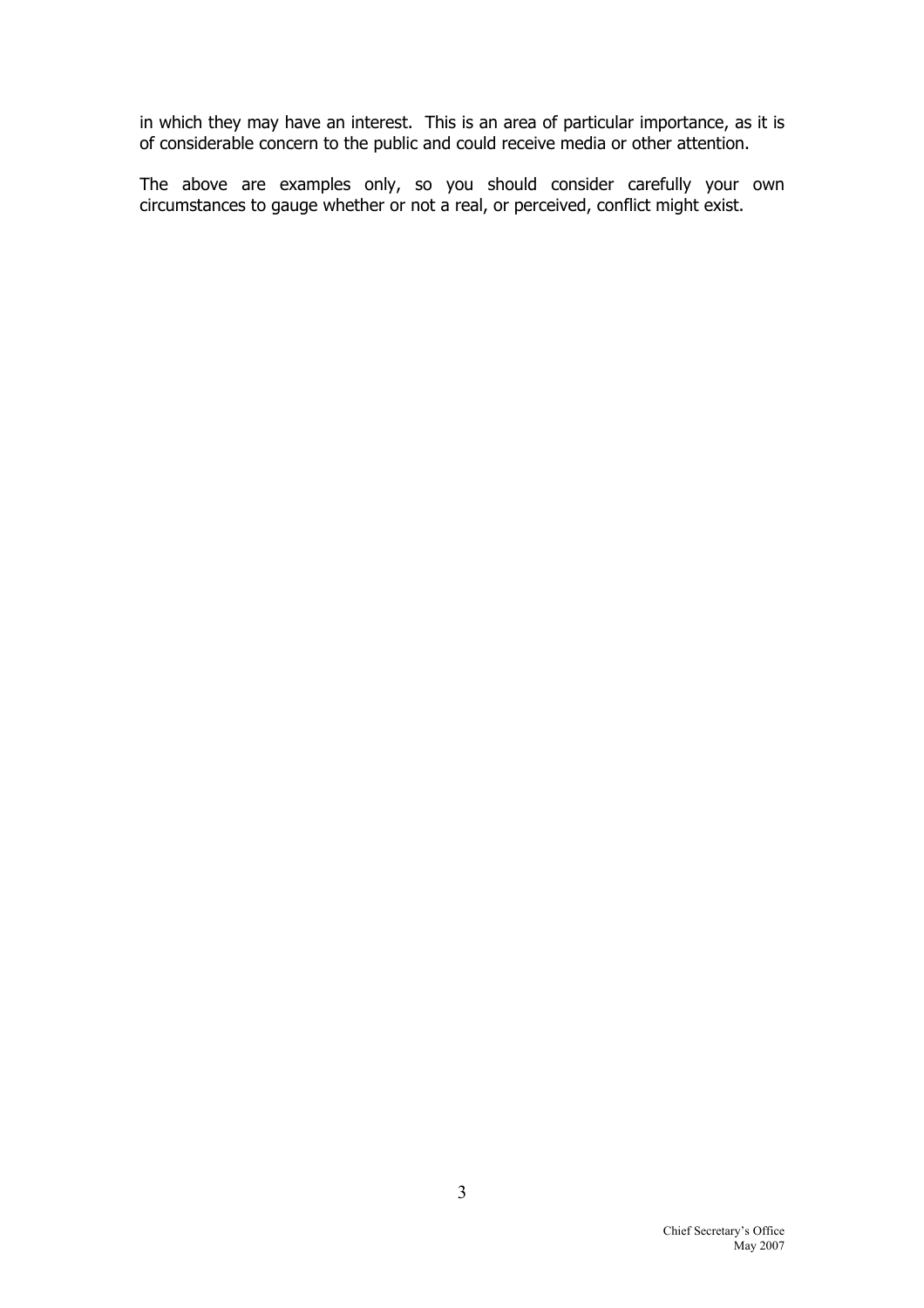in which they may have an interest. This is an area of particular importance, as it is of considerable concern to the public and could receive media or other attention.

The above are examples only, so you should consider carefully your own circumstances to gauge whether or not a real, or perceived, conflict might exist.